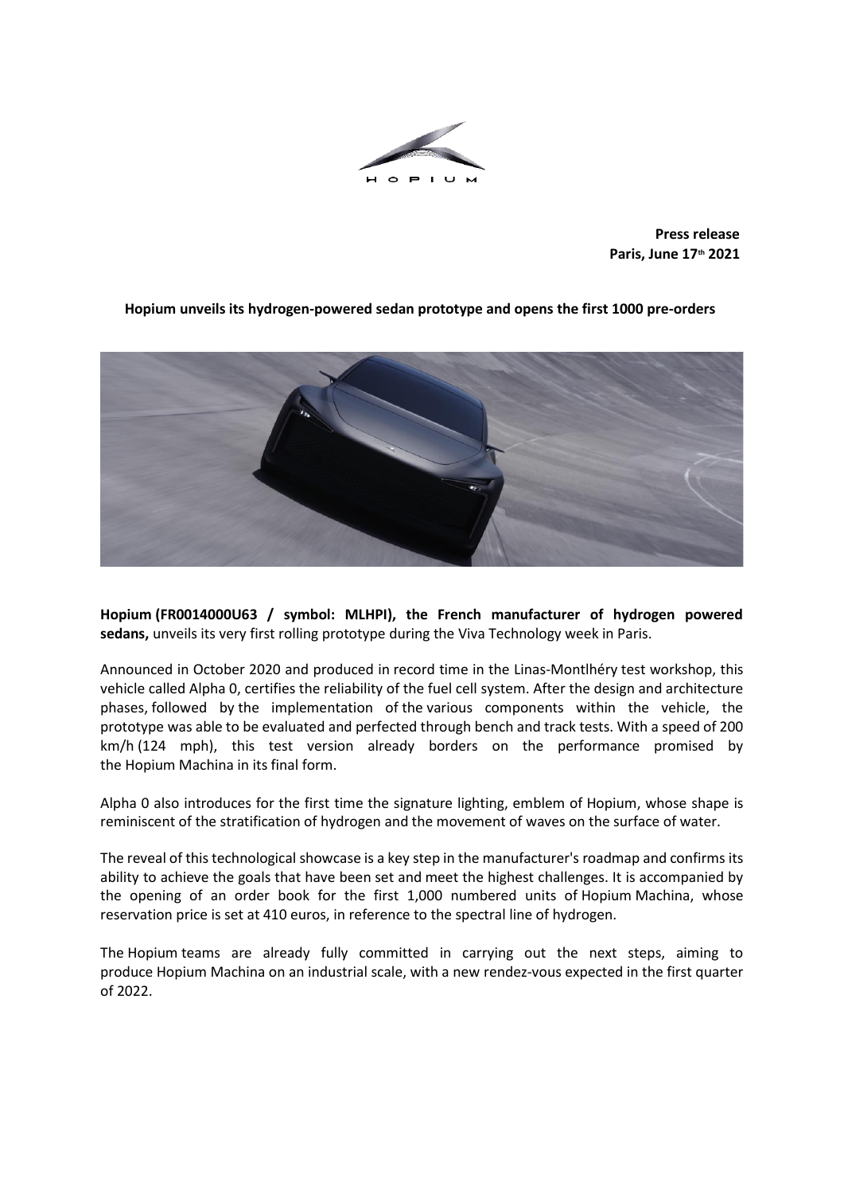**Press release**
**Paris, June 17th 2021**

**Hopium unveils its hydrogen-powered sedan prototype and opens the first 1000 pre-orders**

**Hopium (FR0014000U63 / symbol: MLHPI), the French manufacturer of hydrogen powered sedans,** unveils its very first rolling prototype during the Viva Technology week in Paris.

Announced in October 2020 and produced in record time in the Linas-Montlhéry test workshop, this vehicle called Alpha 0, certifies the reliability of the fuel cell system. After the design and architecture phases, followed by the implementation of the various components within the vehicle, the prototype was able to be evaluated and perfected through bench and track tests. With a speed of 200 km/h (124 mph), this test version already borders on the performance promised by the Hopium Machina in its final form.

Alpha 0 also introduces for the first time the signature lighting, emblem of Hopium, whose shape is reminiscent of the stratification of hydrogen and the movement of waves on the surface of water.

The reveal of this technological showcase is a key step in the manufacturer's roadmap and confirms its ability to achieve the goals that have been set and meet the highest challenges. It is accompanied by the opening of an order book for the first 1,000 numbered units of Hopium Machina, whose reservation price is set at 410 euros, in reference to the spectral line of hydrogen.

The Hopium teams are already fully committed in carrying out the next steps, aiming to produce Hopium Machina on an industrial scale, with a new rendez-vous expected in the first quarter of 2022.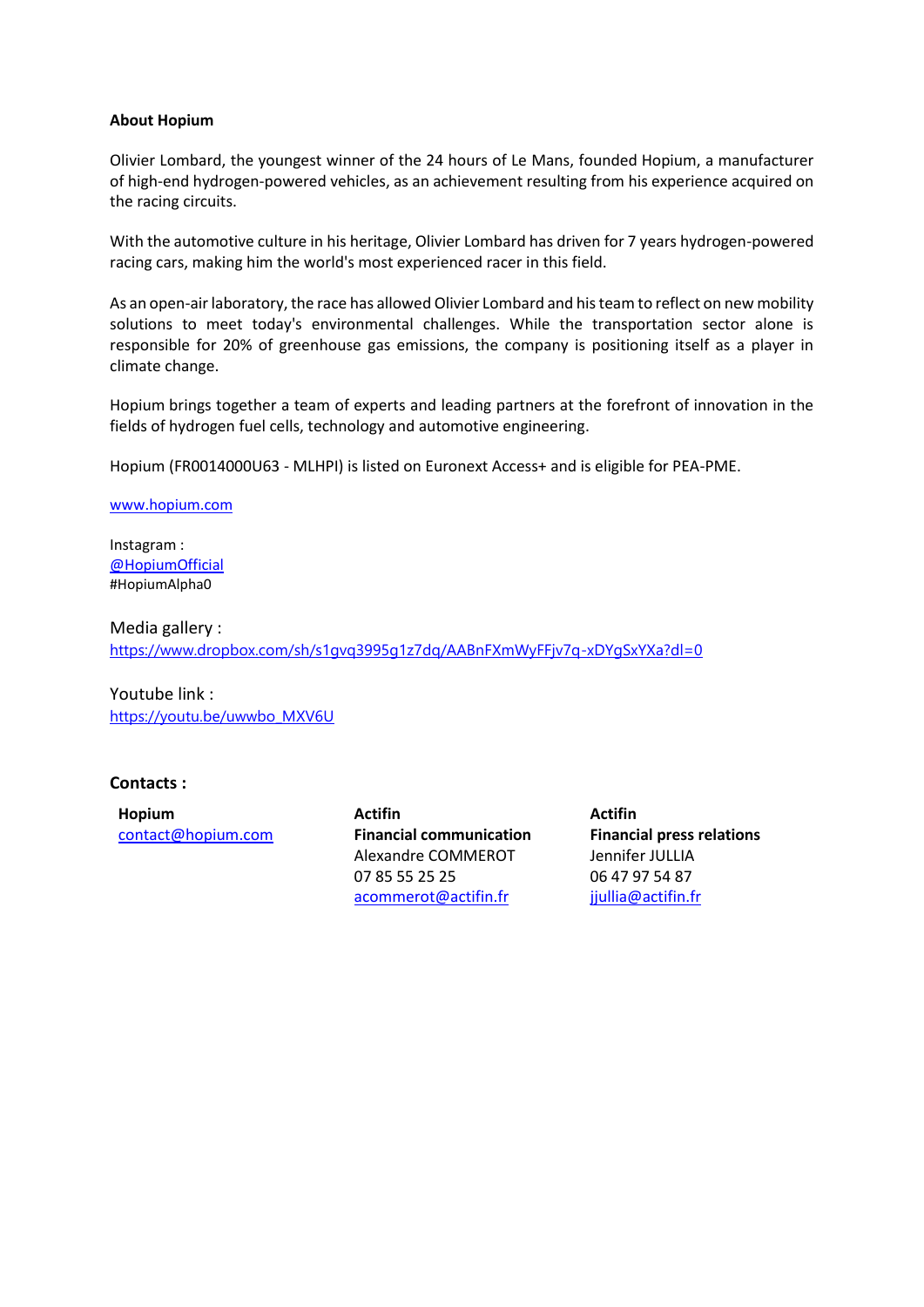**About Hopium**

Olivier Lombard, the youngest winner of the 24 hours of Le Mans, founded Hopium, a manufacturer of high-end hydrogen-powered vehicles, as an achievement resulting from his experience acquired on the racing circuits.

With the automotive culture in his heritage, Olivier Lombard has driven for 7 years hydrogen-powered racing cars, making him the world's most experienced racer in this field.

As an open-air laboratory, the race has allowed Olivier Lombard and his team to reflect on new mobility solutions to meet today's environmental challenges. While the transportation sector alone is responsible for 20% of greenhouse gas emissions, the company is positioning itself as a player in climate change.

Hopium brings together a team of experts and leading partners at the forefront of innovation in the fields of hydrogen fuel cells, technology and automotive engineering.

Hopium (FR0014000U63 - MLHPI) is listed on Euronext Access+ and is eligible for PEA-PME.

www.hopium.com

Instagram :
@HopiumOfficial
#HopiumAlpha0

Media gallery :
https://www.dropbox.com/sh/s1gvq3995g1z7dq/AABnFXmWyFFjv7q-xDYgSxYXa?dl=0

Youtube link :
https://youtu.be/uwwbo_MXV6U

**Contacts :**

**Hopium**
contact@hopium.com

**Actifin**
**Financial communication**
Alexandre COMMEROT
07 85 55 25 25
acommerot@actifin.fr

**Actifin**
**Financial press relations**
Jennifer JULLIA
06 47 97 54 87
jjullia@actifin.fr